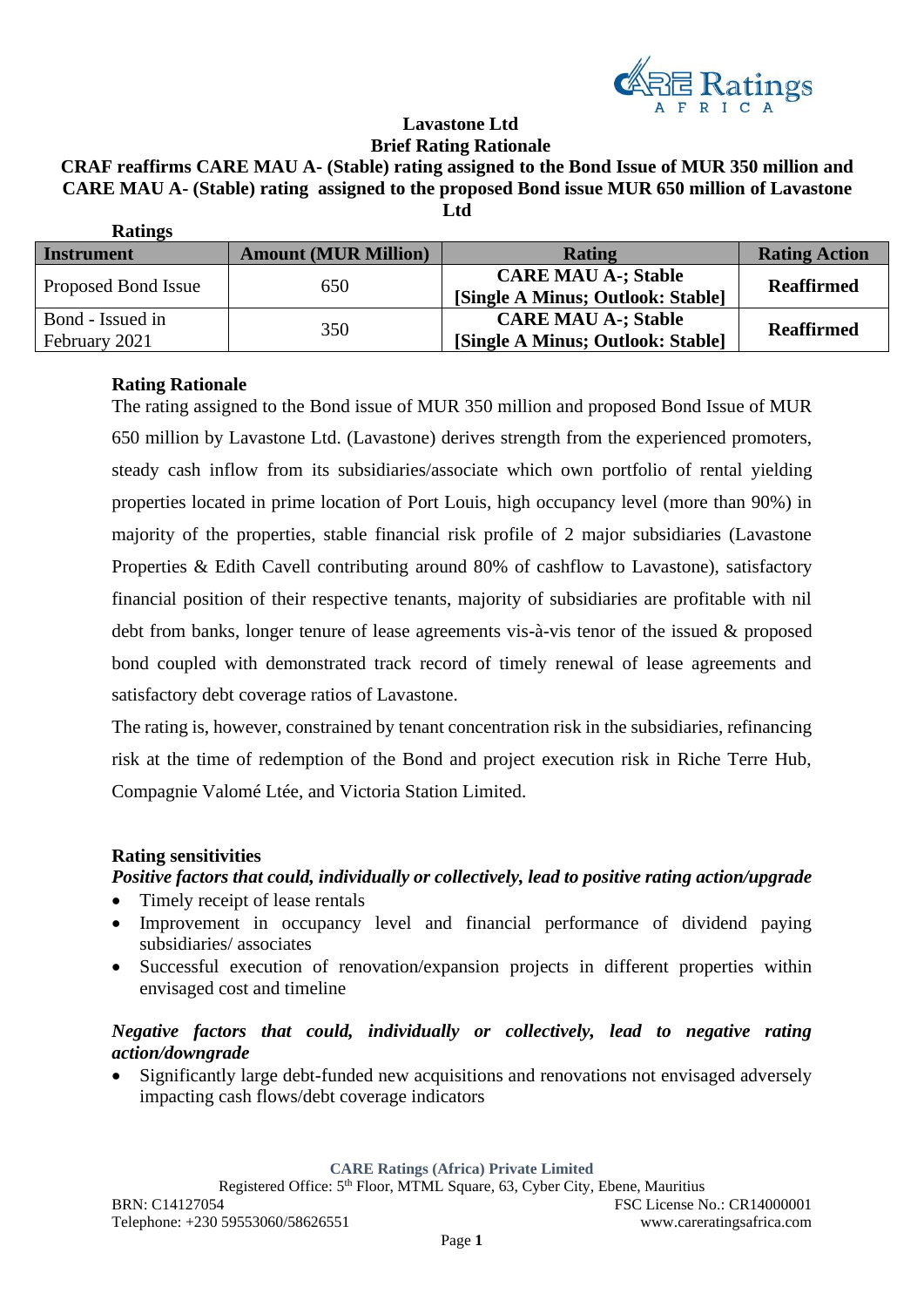# Lavastone Ltd

## Brief Rating Rationale

**CRAF reaffirms CARE MAU A- (Stable) rating assigned to the Bond Issue of MUR 350 million and CARE MAU A- (Stable) rating assigned to the proposed Bond issue MUR 650 million of Lavastone Ltd**

**Ratings**

| Instrument | Amount (MUR Million) | Rating | Rating Action |
|---|---|---|---|
| Proposed Bond Issue | 650 | **CARE MAU A-; Stable [Single A Minus; Outlook: Stable]** | **Reaffirmed** |
| Bond - Issued in February 2021 | 350 | **CARE MAU A-; Stable [Single A Minus; Outlook: Stable]** | **Reaffirmed** |

**Rating Rationale**

The rating assigned to the Bond issue of MUR 350 million and proposed Bond Issue of MUR 650 million by Lavastone Ltd. (Lavastone) derives strength from the experienced promoters, steady cash inflow from its subsidiaries/associate which own portfolio of rental yielding properties located in prime location of Port Louis, high occupancy level (more than 90%) in majority of the properties, stable financial risk profile of 2 major subsidiaries (Lavastone Properties & Edith Cavell contributing around 80% of cashflow to Lavastone), satisfactory financial position of their respective tenants, majority of subsidiaries are profitable with nil debt from banks, longer tenure of lease agreements vis-à-vis tenor of the issued & proposed bond coupled with demonstrated track record of timely renewal of lease agreements and satisfactory debt coverage ratios of Lavastone.

The rating is, however, constrained by tenant concentration risk in the subsidiaries, refinancing risk at the time of redemption of the Bond and project execution risk in Riche Terre Hub, Compagnie Valomé Ltée, and Victoria Station Limited.

**Rating sensitivities**

***Positive factors that could, individually or collectively, lead to positive rating action/upgrade***

- Timely receipt of lease rentals
- Improvement in occupancy level and financial performance of dividend paying subsidiaries/ associates
- Successful execution of renovation/expansion projects in different properties within envisaged cost and timeline

***Negative factors that could, individually or collectively, lead to negative rating action/downgrade***

- Significantly large debt-funded new acquisitions and renovations not envisaged adversely impacting cash flows/debt coverage indicators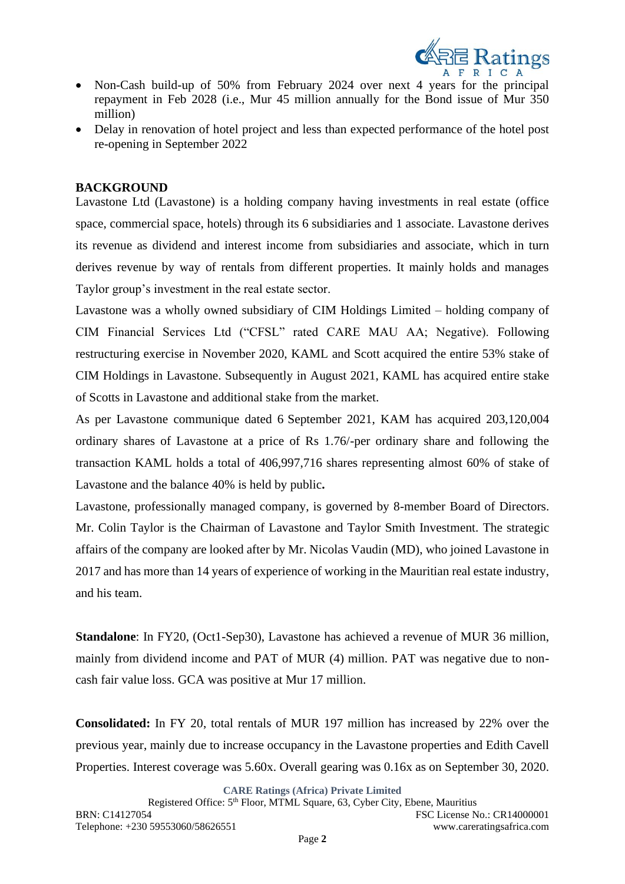- Non-Cash build-up of 50% from February 2024 over next 4 years for the principal repayment in Feb 2028 (i.e., Mur 45 million annually for the Bond issue of Mur 350 million)
- Delay in renovation of hotel project and less than expected performance of the hotel post re-opening in September 2022

**BACKGROUND**

Lavastone Ltd (Lavastone) is a holding company having investments in real estate (office space, commercial space, hotels) through its 6 subsidiaries and 1 associate. Lavastone derives its revenue as dividend and interest income from subsidiaries and associate, which in turn derives revenue by way of rentals from different properties. It mainly holds and manages Taylor group's investment in the real estate sector.

Lavastone was a wholly owned subsidiary of CIM Holdings Limited – holding company of CIM Financial Services Ltd ("CFSL" rated CARE MAU AA; Negative). Following restructuring exercise in November 2020, KAML and Scott acquired the entire 53% stake of CIM Holdings in Lavastone. Subsequently in August 2021, KAML has acquired entire stake of Scotts in Lavastone and additional stake from the market.

As per Lavastone communique dated 6 September 2021, KAM has acquired 203,120,004 ordinary shares of Lavastone at a price of Rs 1.76/-per ordinary share and following the transaction KAML holds a total of 406,997,716 shares representing almost 60% of stake of Lavastone and the balance 40% is held by public**.**

Lavastone, professionally managed company, is governed by 8-member Board of Directors. Mr. Colin Taylor is the Chairman of Lavastone and Taylor Smith Investment. The strategic affairs of the company are looked after by Mr. Nicolas Vaudin (MD), who joined Lavastone in 2017 and has more than 14 years of experience of working in the Mauritian real estate industry, and his team.

**Standalone**: In FY20, (Oct1-Sep30), Lavastone has achieved a revenue of MUR 36 million, mainly from dividend income and PAT of MUR (4) million. PAT was negative due to non-cash fair value loss. GCA was positive at Mur 17 million.

**Consolidated:** In FY 20, total rentals of MUR 197 million has increased by 22% over the previous year, mainly due to increase occupancy in the Lavastone properties and Edith Cavell Properties. Interest coverage was 5.60x. Overall gearing was 0.16x as on September 30, 2020.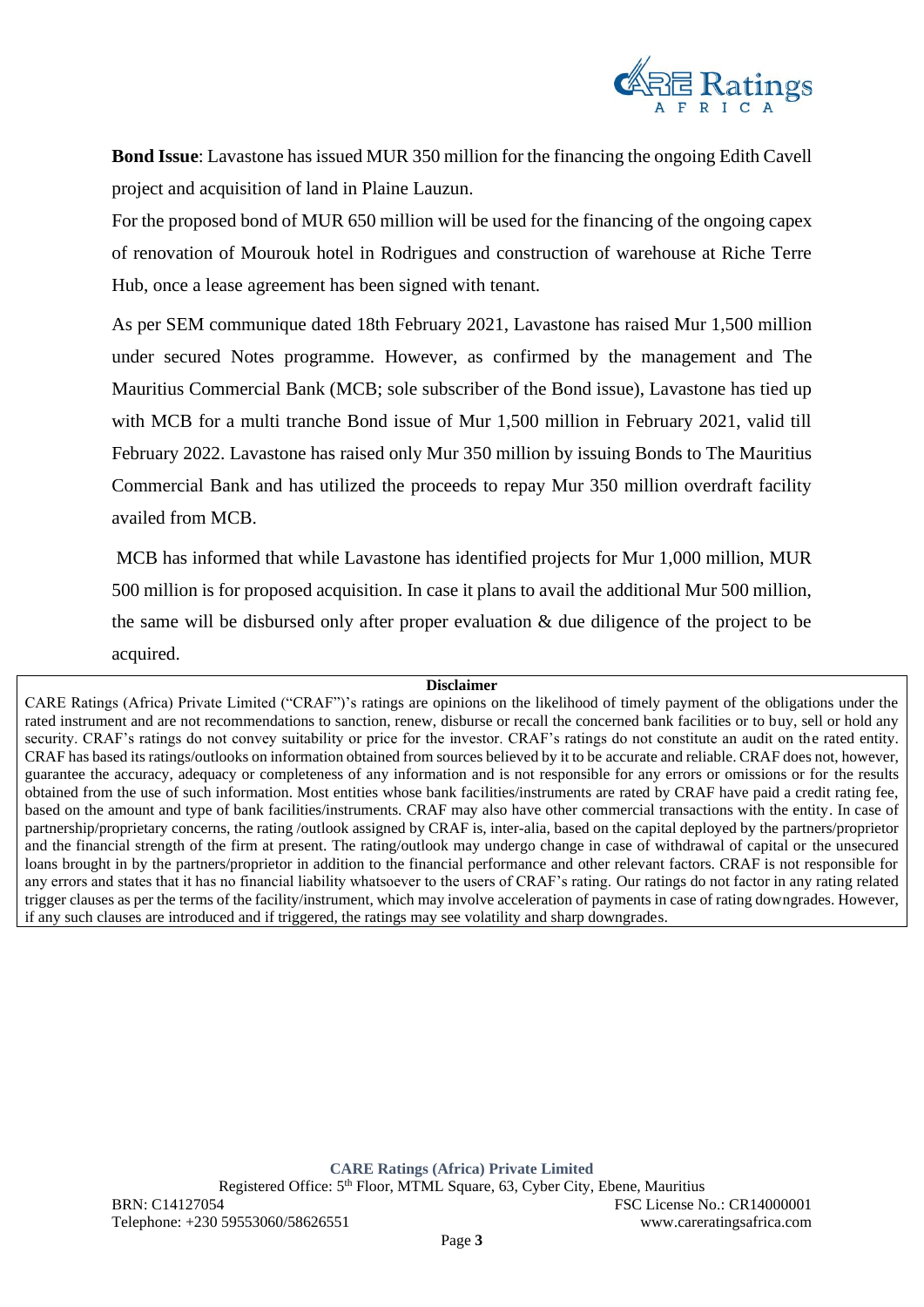**Bond Issue**: Lavastone has issued MUR 350 million for the financing the ongoing Edith Cavell project and acquisition of land in Plaine Lauzun.

For the proposed bond of MUR 650 million will be used for the financing of the ongoing capex of renovation of Mourouk hotel in Rodrigues and construction of warehouse at Riche Terre Hub, once a lease agreement has been signed with tenant.

As per SEM communique dated 18th February 2021, Lavastone has raised Mur 1,500 million under secured Notes programme. However, as confirmed by the management and The Mauritius Commercial Bank (MCB; sole subscriber of the Bond issue), Lavastone has tied up with MCB for a multi tranche Bond issue of Mur 1,500 million in February 2021, valid till February 2022. Lavastone has raised only Mur 350 million by issuing Bonds to The Mauritius Commercial Bank and has utilized the proceeds to repay Mur 350 million overdraft facility availed from MCB.

MCB has informed that while Lavastone has identified projects for Mur 1,000 million, MUR 500 million is for proposed acquisition. In case it plans to avail the additional Mur 500 million, the same will be disbursed only after proper evaluation & due diligence of the project to be acquired.

**Disclaimer**

CARE Ratings (Africa) Private Limited ("CRAF")'s ratings are opinions on the likelihood of timely payment of the obligations under the rated instrument and are not recommendations to sanction, renew, disburse or recall the concerned bank facilities or to buy, sell or hold any security. CRAF's ratings do not convey suitability or price for the investor. CRAF's ratings do not constitute an audit on the rated entity. CRAF has based its ratings/outlooks on information obtained from sources believed by it to be accurate and reliable. CRAF does not, however, guarantee the accuracy, adequacy or completeness of any information and is not responsible for any errors or omissions or for the results obtained from the use of such information. Most entities whose bank facilities/instruments are rated by CRAF have paid a credit rating fee, based on the amount and type of bank facilities/instruments. CRAF may also have other commercial transactions with the entity. In case of partnership/proprietary concerns, the rating /outlook assigned by CRAF is, inter-alia, based on the capital deployed by the partners/proprietor and the financial strength of the firm at present. The rating/outlook may undergo change in case of withdrawal of capital or the unsecured loans brought in by the partners/proprietor in addition to the financial performance and other relevant factors. CRAF is not responsible for any errors and states that it has no financial liability whatsoever to the users of CRAF's rating. Our ratings do not factor in any rating related trigger clauses as per the terms of the facility/instrument, which may involve acceleration of payments in case of rating downgrades. However, if any such clauses are introduced and if triggered, the ratings may see volatility and sharp downgrades.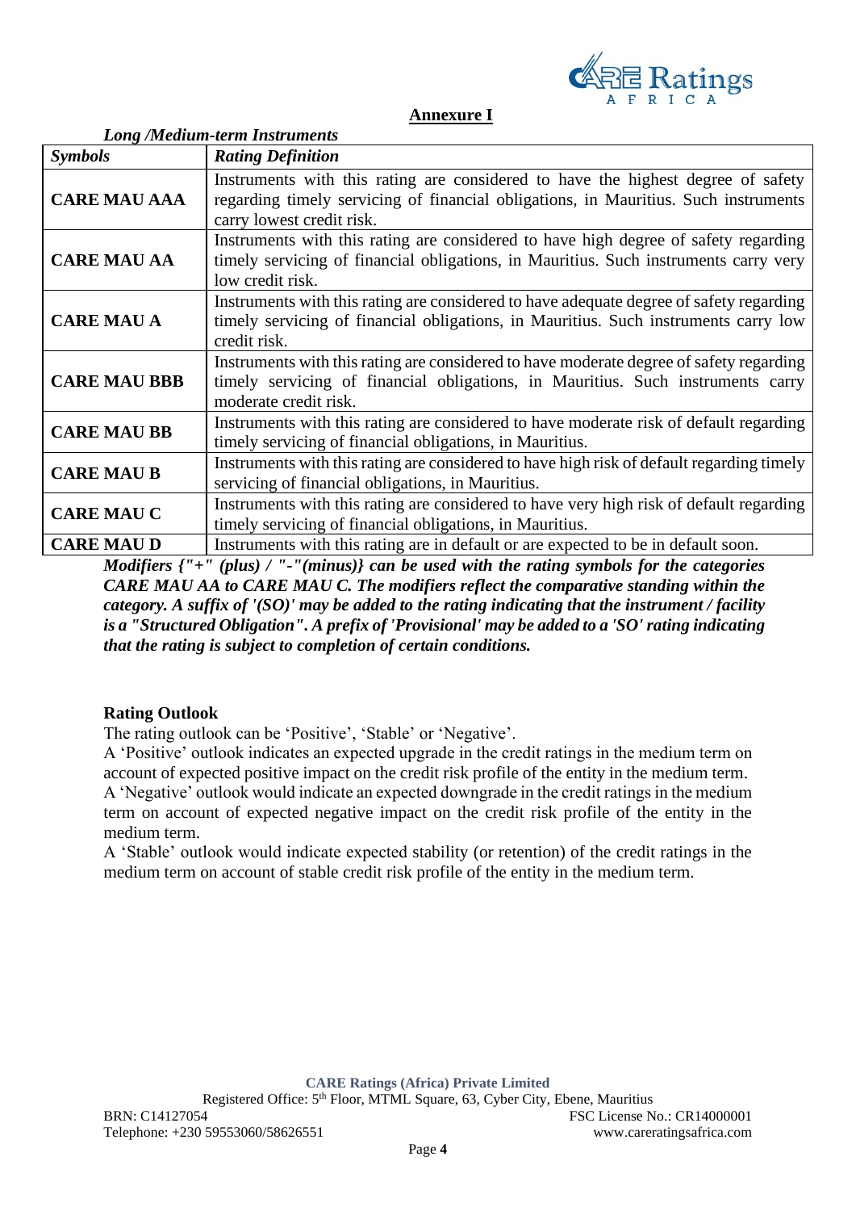## Annexure I

***Long /Medium-term Instruments***

| ***Symbols*** | ***Rating Definition*** |
|---|---|
| **CARE MAU AAA** | Instruments with this rating are considered to have the highest degree of safety regarding timely servicing of financial obligations, in Mauritius. Such instruments carry lowest credit risk. |
| **CARE MAU AA** | Instruments with this rating are considered to have high degree of safety regarding timely servicing of financial obligations, in Mauritius. Such instruments carry very low credit risk. |
| **CARE MAU A** | Instruments with this rating are considered to have adequate degree of safety regarding timely servicing of financial obligations, in Mauritius. Such instruments carry low credit risk. |
| **CARE MAU BBB** | Instruments with this rating are considered to have moderate degree of safety regarding timely servicing of financial obligations, in Mauritius. Such instruments carry moderate credit risk. |
| **CARE MAU BB** | Instruments with this rating are considered to have moderate risk of default regarding timely servicing of financial obligations, in Mauritius. |
| **CARE MAU B** | Instruments with this rating are considered to have high risk of default regarding timely servicing of financial obligations, in Mauritius. |
| **CARE MAU C** | Instruments with this rating are considered to have very high risk of default regarding timely servicing of financial obligations, in Mauritius. |
| **CARE MAU D** | Instruments with this rating are in default or are expected to be in default soon. |

***Modifiers {"+" (plus) / "-"(minus)} can be used with the rating symbols for the categories CARE MAU AA to CARE MAU C. The modifiers reflect the comparative standing within the category. A suffix of '(SO)' may be added to the rating indicating that the instrument / facility is a "Structured Obligation". A prefix of 'Provisional' may be added to a 'SO' rating indicating that the rating is subject to completion of certain conditions.***

**Rating Outlook**

The rating outlook can be 'Positive', 'Stable' or 'Negative'.

A 'Positive' outlook indicates an expected upgrade in the credit ratings in the medium term on account of expected positive impact on the credit risk profile of the entity in the medium term.

A 'Negative' outlook would indicate an expected downgrade in the credit ratings in the medium term on account of expected negative impact on the credit risk profile of the entity in the medium term.

A 'Stable' outlook would indicate expected stability (or retention) of the credit ratings in the medium term on account of stable credit risk profile of the entity in the medium term.